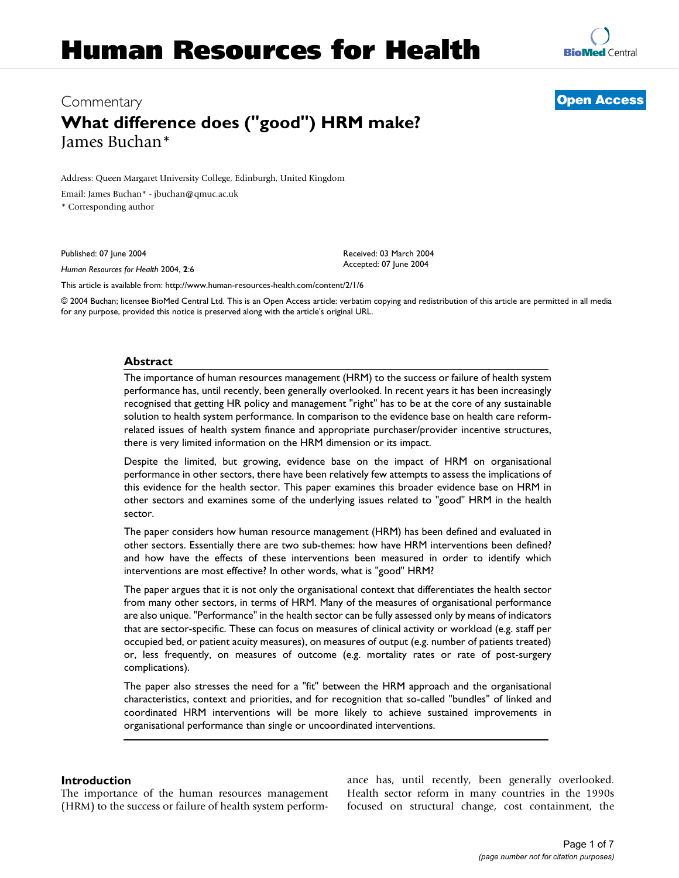# Human Resources for Health

Commentary

**Open Access**

## What difference does ("good") HRM make?

James Buchan*

Address: Queen Margaret University College, Edinburgh, United Kingdom

Email: James Buchan* - jbuchan@qmuc.ac.uk

* Corresponding author

Published: 07 June 2004

*Human Resources for Health* 2004, **2**:6

Received: 03 March 2004
Accepted: 07 June 2004

This article is available from: http://www.human-resources-health.com/content/2/1/6

© 2004 Buchan; licensee BioMed Central Ltd. This is an Open Access article: verbatim copying and redistribution of this article are permitted in all media for any purpose, provided this notice is preserved along with the article's original URL.

### Abstract

The importance of human resources management (HRM) to the success or failure of health system performance has, until recently, been generally overlooked. In recent years it has been increasingly recognised that getting HR policy and management "right" has to be at the core of any sustainable solution to health system performance. In comparison to the evidence base on health care reform-related issues of health system finance and appropriate purchaser/provider incentive structures, there is very limited information on the HRM dimension or its impact.

Despite the limited, but growing, evidence base on the impact of HRM on organisational performance in other sectors, there have been relatively few attempts to assess the implications of this evidence for the health sector. This paper examines this broader evidence base on HRM in other sectors and examines some of the underlying issues related to "good" HRM in the health sector.

The paper considers how human resource management (HRM) has been defined and evaluated in other sectors. Essentially there are two sub-themes: how have HRM interventions been defined? and how have the effects of these interventions been measured in order to identify which interventions are most effective? In other words, what is "good" HRM?

The paper argues that it is not only the organisational context that differentiates the health sector from many other sectors, in terms of HRM. Many of the measures of organisational performance are also unique. "Performance" in the health sector can be fully assessed only by means of indicators that are sector-specific. These can focus on measures of clinical activity or workload (e.g. staff per occupied bed, or patient acuity measures), on measures of output (e.g. number of patients treated) or, less frequently, on measures of outcome (e.g. mortality rates or rate of post-surgery complications).

The paper also stresses the need for a "fit" between the HRM approach and the organisational characteristics, context and priorities, and for recognition that so-called "bundles" of linked and coordinated HRM interventions will be more likely to achieve sustained improvements in organisational performance than single or uncoordinated interventions.

### Introduction

The importance of the human resources management (HRM) to the success or failure of health system performance has, until recently, been generally overlooked. Health sector reform in many countries in the 1990s focused on structural change, cost containment, the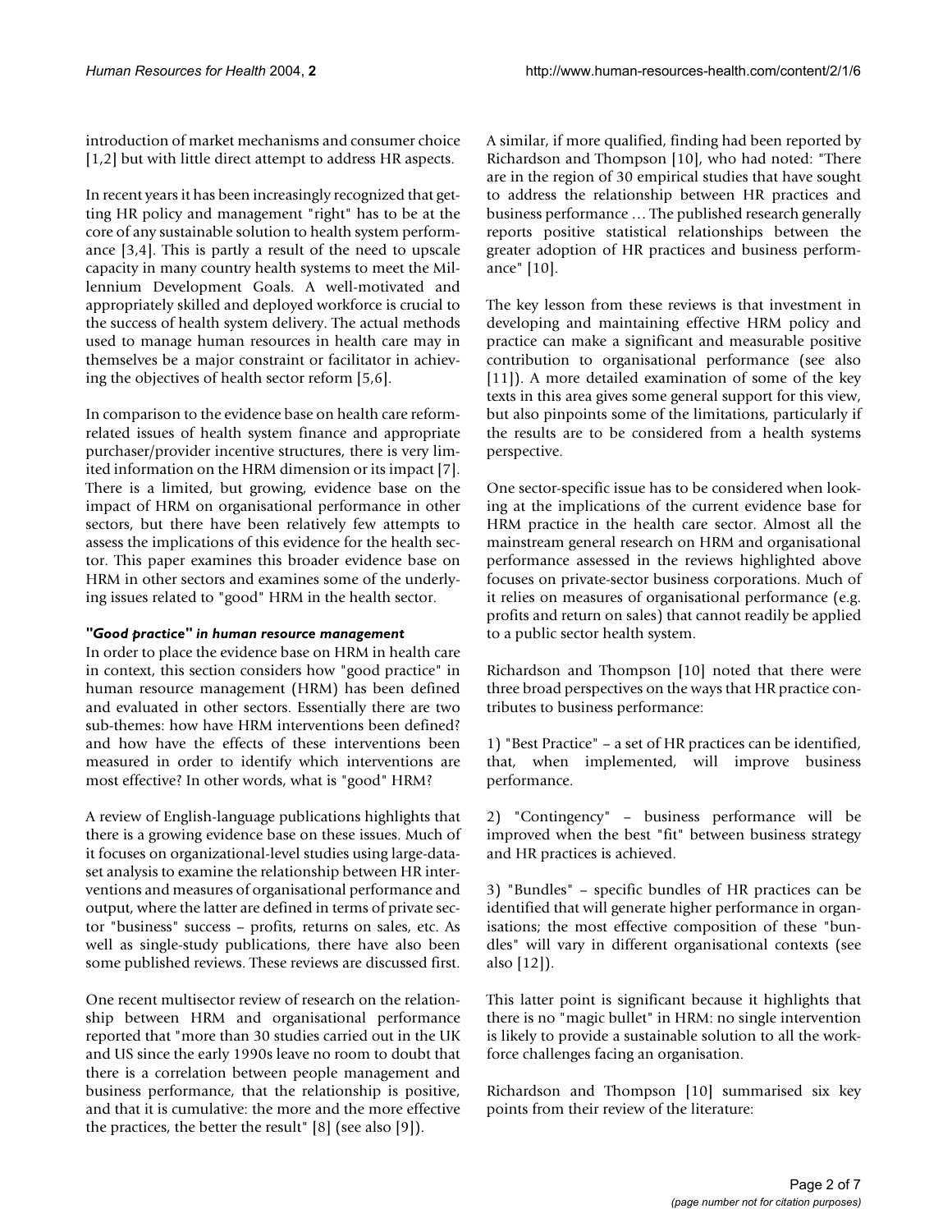introduction of market mechanisms and consumer choice [1,2] but with little direct attempt to address HR aspects.

In recent years it has been increasingly recognized that getting HR policy and management "right" has to be at the core of any sustainable solution to health system performance [3,4]. This is partly a result of the need to upscale capacity in many country health systems to meet the Millennium Development Goals. A well-motivated and appropriately skilled and deployed workforce is crucial to the success of health system delivery. The actual methods used to manage human resources in health care may in themselves be a major constraint or facilitator in achieving the objectives of health sector reform [5,6].

In comparison to the evidence base on health care reform-related issues of health system finance and appropriate purchaser/provider incentive structures, there is very limited information on the HRM dimension or its impact [7]. There is a limited, but growing, evidence base on the impact of HRM on organisational performance in other sectors, but there have been relatively few attempts to assess the implications of this evidence for the health sector. This paper examines this broader evidence base on HRM in other sectors and examines some of the underlying issues related to "good" HRM in the health sector.

### *"Good practice" in human resource management*

In order to place the evidence base on HRM in health care in context, this section considers how "good practice" in human resource management (HRM) has been defined and evaluated in other sectors. Essentially there are two sub-themes: how have HRM interventions been defined? and how have the effects of these interventions been measured in order to identify which interventions are most effective? In other words, what is "good" HRM?

A review of English-language publications highlights that there is a growing evidence base on these issues. Much of it focuses on organizational-level studies using large-dataset analysis to examine the relationship between HR interventions and measures of organisational performance and output, where the latter are defined in terms of private sector "business" success – profits, returns on sales, etc. As well as single-study publications, there have also been some published reviews. These reviews are discussed first.

One recent multisector review of research on the relationship between HRM and organisational performance reported that "more than 30 studies carried out in the UK and US since the early 1990s leave no room to doubt that there is a correlation between people management and business performance, that the relationship is positive, and that it is cumulative: the more and the more effective the practices, the better the result" [8] (see also [9]).

A similar, if more qualified, finding had been reported by Richardson and Thompson [10], who had noted: "There are in the region of 30 empirical studies that have sought to address the relationship between HR practices and business performance … The published research generally reports positive statistical relationships between the greater adoption of HR practices and business performance" [10].

The key lesson from these reviews is that investment in developing and maintaining effective HRM policy and practice can make a significant and measurable positive contribution to organisational performance (see also [11]). A more detailed examination of some of the key texts in this area gives some general support for this view, but also pinpoints some of the limitations, particularly if the results are to be considered from a health systems perspective.

One sector-specific issue has to be considered when looking at the implications of the current evidence base for HRM practice in the health care sector. Almost all the mainstream general research on HRM and organisational performance assessed in the reviews highlighted above focuses on private-sector business corporations. Much of it relies on measures of organisational performance (e.g. profits and return on sales) that cannot readily be applied to a public sector health system.

Richardson and Thompson [10] noted that there were three broad perspectives on the ways that HR practice contributes to business performance:

1) "Best Practice" – a set of HR practices can be identified, that, when implemented, will improve business performance.

2) "Contingency" – business performance will be improved when the best "fit" between business strategy and HR practices is achieved.

3) "Bundles" – specific bundles of HR practices can be identified that will generate higher performance in organisations; the most effective composition of these "bundles" will vary in different organisational contexts (see also [12]).

This latter point is significant because it highlights that there is no "magic bullet" in HRM: no single intervention is likely to provide a sustainable solution to all the workforce challenges facing an organisation.

Richardson and Thompson [10] summarised six key points from their review of the literature: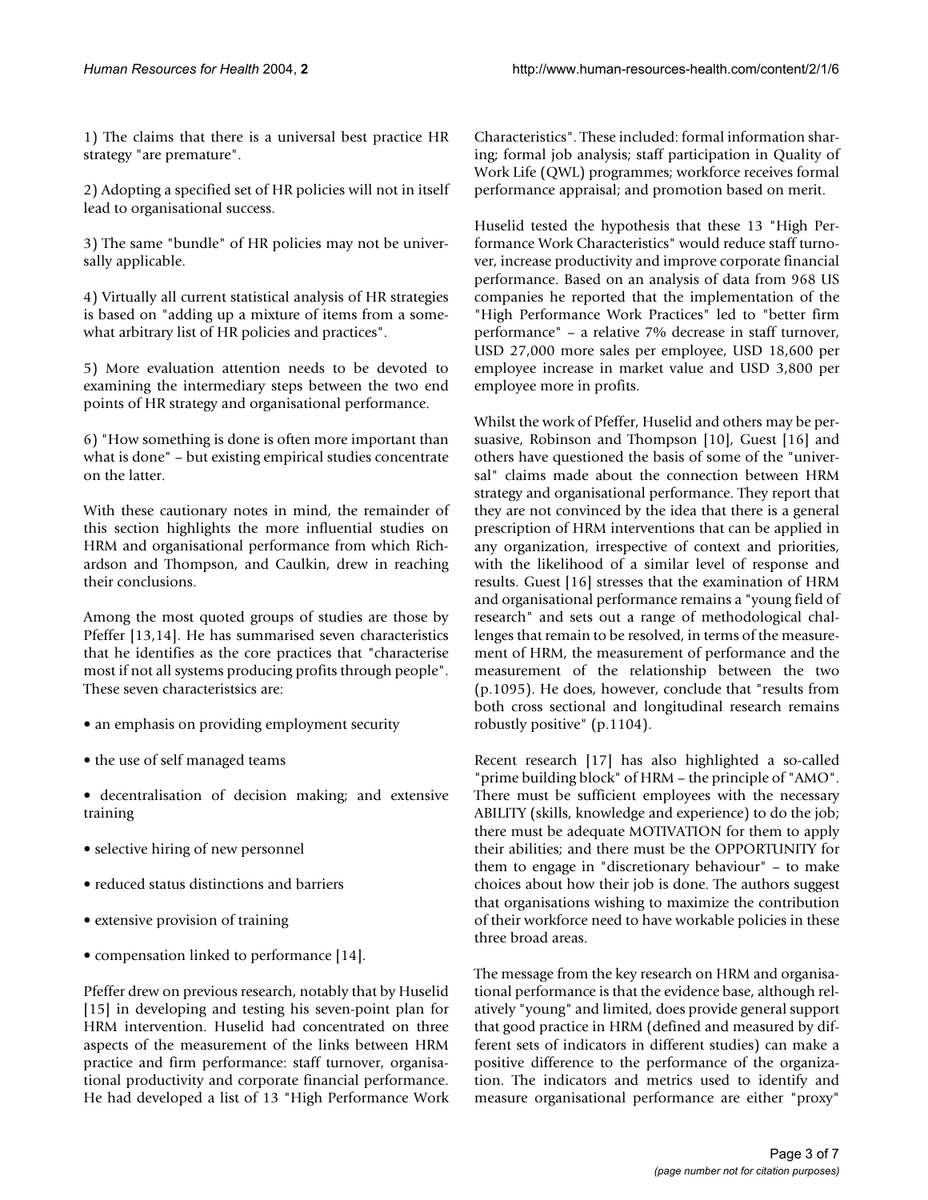1) The claims that there is a universal best practice HR strategy "are premature".

2) Adopting a specified set of HR policies will not in itself lead to organisational success.

3) The same "bundle" of HR policies may not be universally applicable.

4) Virtually all current statistical analysis of HR strategies is based on "adding up a mixture of items from a somewhat arbitrary list of HR policies and practices".

5) More evaluation attention needs to be devoted to examining the intermediary steps between the two end points of HR strategy and organisational performance.

6) "How something is done is often more important than what is done" – but existing empirical studies concentrate on the latter.

With these cautionary notes in mind, the remainder of this section highlights the more influential studies on HRM and organisational performance from which Richardson and Thompson, and Caulkin, drew in reaching their conclusions.

Among the most quoted groups of studies are those by Pfeffer [13,14]. He has summarised seven characteristics that he identifies as the core practices that "characterise most if not all systems producing profits through people". These seven characteristsics are:

- an emphasis on providing employment security
- the use of self managed teams
- decentralisation of decision making; and extensive training
- selective hiring of new personnel
- reduced status distinctions and barriers
- extensive provision of training
- compensation linked to performance [14].

Pfeffer drew on previous research, notably that by Huselid [15] in developing and testing his seven-point plan for HRM intervention. Huselid had concentrated on three aspects of the measurement of the links between HRM practice and firm performance: staff turnover, organisational productivity and corporate financial performance. He had developed a list of 13 "High Performance Work Characteristics". These included: formal information sharing; formal job analysis; staff participation in Quality of Work Life (QWL) programmes; workforce receives formal performance appraisal; and promotion based on merit.

Huselid tested the hypothesis that these 13 "High Performance Work Characteristics" would reduce staff turnover, increase productivity and improve corporate financial performance. Based on an analysis of data from 968 US companies he reported that the implementation of the "High Performance Work Practices" led to "better firm performance" – a relative 7% decrease in staff turnover, USD 27,000 more sales per employee, USD 18,600 per employee increase in market value and USD 3,800 per employee more in profits.

Whilst the work of Pfeffer, Huselid and others may be persuasive, Robinson and Thompson [10], Guest [16] and others have questioned the basis of some of the "universal" claims made about the connection between HRM strategy and organisational performance. They report that they are not convinced by the idea that there is a general prescription of HRM interventions that can be applied in any organization, irrespective of context and priorities, with the likelihood of a similar level of response and results. Guest [16] stresses that the examination of HRM and organisational performance remains a "young field of research" and sets out a range of methodological challenges that remain to be resolved, in terms of the measurement of HRM, the measurement of performance and the measurement of the relationship between the two (p.1095). He does, however, conclude that "results from both cross sectional and longitudinal research remains robustly positive" (p.1104).

Recent research [17] has also highlighted a so-called "prime building block" of HRM – the principle of "AMO". There must be sufficient employees with the necessary ABILITY (skills, knowledge and experience) to do the job; there must be adequate MOTIVATION for them to apply their abilities; and there must be the OPPORTUNITY for them to engage in "discretionary behaviour" – to make choices about how their job is done. The authors suggest that organisations wishing to maximize the contribution of their workforce need to have workable policies in these three broad areas.

The message from the key research on HRM and organisational performance is that the evidence base, although relatively "young" and limited, does provide general support that good practice in HRM (defined and measured by different sets of indicators in different studies) can make a positive difference to the performance of the organization. The indicators and metrics used to identify and measure organisational performance are either "proxy"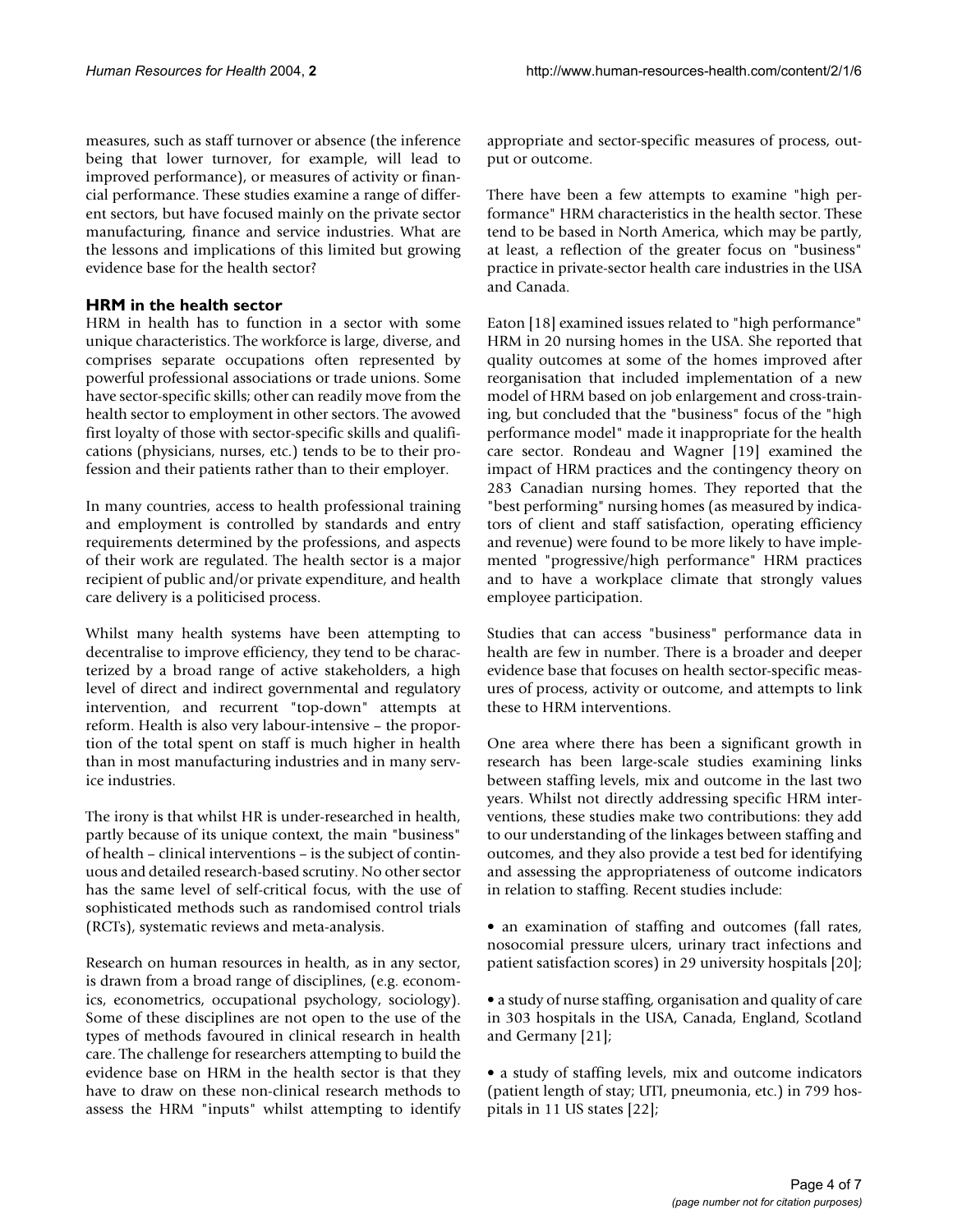measures, such as staff turnover or absence (the inference being that lower turnover, for example, will lead to improved performance), or measures of activity or financial performance. These studies examine a range of different sectors, but have focused mainly on the private sector manufacturing, finance and service industries. What are the lessons and implications of this limited but growing evidence base for the health sector?

## HRM in the health sector

HRM in health has to function in a sector with some unique characteristics. The workforce is large, diverse, and comprises separate occupations often represented by powerful professional associations or trade unions. Some have sector-specific skills; other can readily move from the health sector to employment in other sectors. The avowed first loyalty of those with sector-specific skills and qualifications (physicians, nurses, etc.) tends to be to their profession and their patients rather than to their employer.

In many countries, access to health professional training and employment is controlled by standards and entry requirements determined by the professions, and aspects of their work are regulated. The health sector is a major recipient of public and/or private expenditure, and health care delivery is a politicised process.

Whilst many health systems have been attempting to decentralise to improve efficiency, they tend to be characterized by a broad range of active stakeholders, a high level of direct and indirect governmental and regulatory intervention, and recurrent "top-down" attempts at reform. Health is also very labour-intensive – the proportion of the total spent on staff is much higher in health than in most manufacturing industries and in many service industries.

The irony is that whilst HR is under-researched in health, partly because of its unique context, the main "business" of health – clinical interventions – is the subject of continuous and detailed research-based scrutiny. No other sector has the same level of self-critical focus, with the use of sophisticated methods such as randomised control trials (RCTs), systematic reviews and meta-analysis.

Research on human resources in health, as in any sector, is drawn from a broad range of disciplines, (e.g. economics, econometrics, occupational psychology, sociology). Some of these disciplines are not open to the use of the types of methods favoured in clinical research in health care. The challenge for researchers attempting to build the evidence base on HRM in the health sector is that they have to draw on these non-clinical research methods to assess the HRM "inputs" whilst attempting to identify appropriate and sector-specific measures of process, output or outcome.

There have been a few attempts to examine "high performance" HRM characteristics in the health sector. These tend to be based in North America, which may be partly, at least, a reflection of the greater focus on "business" practice in private-sector health care industries in the USA and Canada.

Eaton [18] examined issues related to "high performance" HRM in 20 nursing homes in the USA. She reported that quality outcomes at some of the homes improved after reorganisation that included implementation of a new model of HRM based on job enlargement and cross-training, but concluded that the "business" focus of the "high performance model" made it inappropriate for the health care sector. Rondeau and Wagner [19] examined the impact of HRM practices and the contingency theory on 283 Canadian nursing homes. They reported that the "best performing" nursing homes (as measured by indicators of client and staff satisfaction, operating efficiency and revenue) were found to be more likely to have implemented "progressive/high performance" HRM practices and to have a workplace climate that strongly values employee participation.

Studies that can access "business" performance data in health are few in number. There is a broader and deeper evidence base that focuses on health sector-specific measures of process, activity or outcome, and attempts to link these to HRM interventions.

One area where there has been a significant growth in research has been large-scale studies examining links between staffing levels, mix and outcome in the last two years. Whilst not directly addressing specific HRM interventions, these studies make two contributions: they add to our understanding of the linkages between staffing and outcomes, and they also provide a test bed for identifying and assessing the appropriateness of outcome indicators in relation to staffing. Recent studies include:

- an examination of staffing and outcomes (fall rates, nosocomial pressure ulcers, urinary tract infections and patient satisfaction scores) in 29 university hospitals [20];
- a study of nurse staffing, organisation and quality of care in 303 hospitals in the USA, Canada, England, Scotland and Germany [21];
- a study of staffing levels, mix and outcome indicators (patient length of stay; UTI, pneumonia, etc.) in 799 hospitals in 11 US states [22];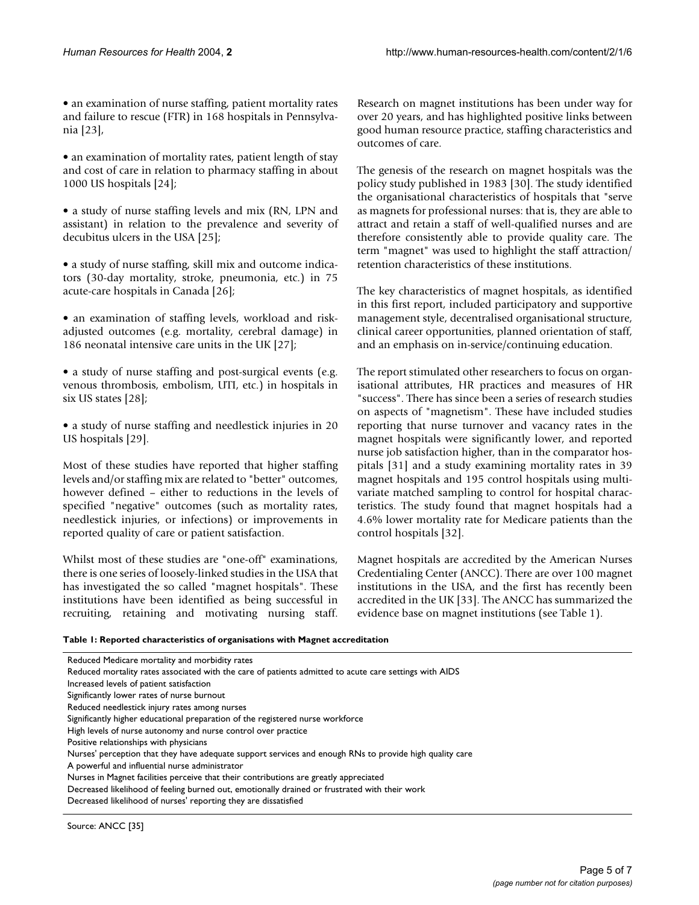- an examination of nurse staffing, patient mortality rates and failure to rescue (FTR) in 168 hospitals in Pennsylvania [23],

- an examination of mortality rates, patient length of stay and cost of care in relation to pharmacy staffing in about 1000 US hospitals [24];

- a study of nurse staffing levels and mix (RN, LPN and assistant) in relation to the prevalence and severity of decubitus ulcers in the USA [25];

- a study of nurse staffing, skill mix and outcome indicators (30-day mortality, stroke, pneumonia, etc.) in 75 acute-care hospitals in Canada [26];

- an examination of staffing levels, workload and risk-adjusted outcomes (e.g. mortality, cerebral damage) in 186 neonatal intensive care units in the UK [27];

- a study of nurse staffing and post-surgical events (e.g. venous thrombosis, embolism, UTI, etc.) in hospitals in six US states [28];

- a study of nurse staffing and needlestick injuries in 20 US hospitals [29].

Most of these studies have reported that higher staffing levels and/or staffing mix are related to "better" outcomes, however defined – either to reductions in the levels of specified "negative" outcomes (such as mortality rates, needlestick injuries, or infections) or improvements in reported quality of care or patient satisfaction.

Whilst most of these studies are "one-off" examinations, there is one series of loosely-linked studies in the USA that has investigated the so called "magnet hospitals". These institutions have been identified as being successful in recruiting, retaining and motivating nursing staff. Research on magnet institutions has been under way for over 20 years, and has highlighted positive links between good human resource practice, staffing characteristics and outcomes of care.

The genesis of the research on magnet hospitals was the policy study published in 1983 [30]. The study identified the organisational characteristics of hospitals that "serve as magnets for professional nurses: that is, they are able to attract and retain a staff of well-qualified nurses and are therefore consistently able to provide quality care. The term "magnet" was used to highlight the staff attraction/retention characteristics of these institutions.

The key characteristics of magnet hospitals, as identified in this first report, included participatory and supportive management style, decentralised organisational structure, clinical career opportunities, planned orientation of staff, and an emphasis on in-service/continuing education.

The report stimulated other researchers to focus on organisational attributes, HR practices and measures of HR "success". There has since been a series of research studies on aspects of "magnetism". These have included studies reporting that nurse turnover and vacancy rates in the magnet hospitals were significantly lower, and reported nurse job satisfaction higher, than in the comparator hospitals [31] and a study examining mortality rates in 39 magnet hospitals and 195 control hospitals using multivariate matched sampling to control for hospital characteristics. The study found that magnet hospitals had a 4.6% lower mortality rate for Medicare patients than the control hospitals [32].

Magnet hospitals are accredited by the American Nurses Credentialing Center (ANCC). There are over 100 magnet institutions in the USA, and the first has recently been accredited in the UK [33]. The ANCC has summarized the evidence base on magnet institutions (see Table 1).

**Table 1: Reported characteristics of organisations with Magnet accreditation**

| |
|---|
| Reduced Medicare mortality and morbidity rates |
| Reduced mortality rates associated with the care of patients admitted to acute care settings with AIDS |
| Increased levels of patient satisfaction |
| Significantly lower rates of nurse burnout |
| Reduced needlestick injury rates among nurses |
| Significantly higher educational preparation of the registered nurse workforce |
| High levels of nurse autonomy and nurse control over practice |
| Positive relationships with physicians |
| Nurses' perception that they have adequate support services and enough RNs to provide high quality care |
| A powerful and influential nurse administrator |
| Nurses in Magnet facilities perceive that their contributions are greatly appreciated |
| Decreased likelihood of feeling burned out, emotionally drained or frustrated with their work |
| Decreased likelihood of nurses' reporting they are dissatisfied |

Source: ANCC [35]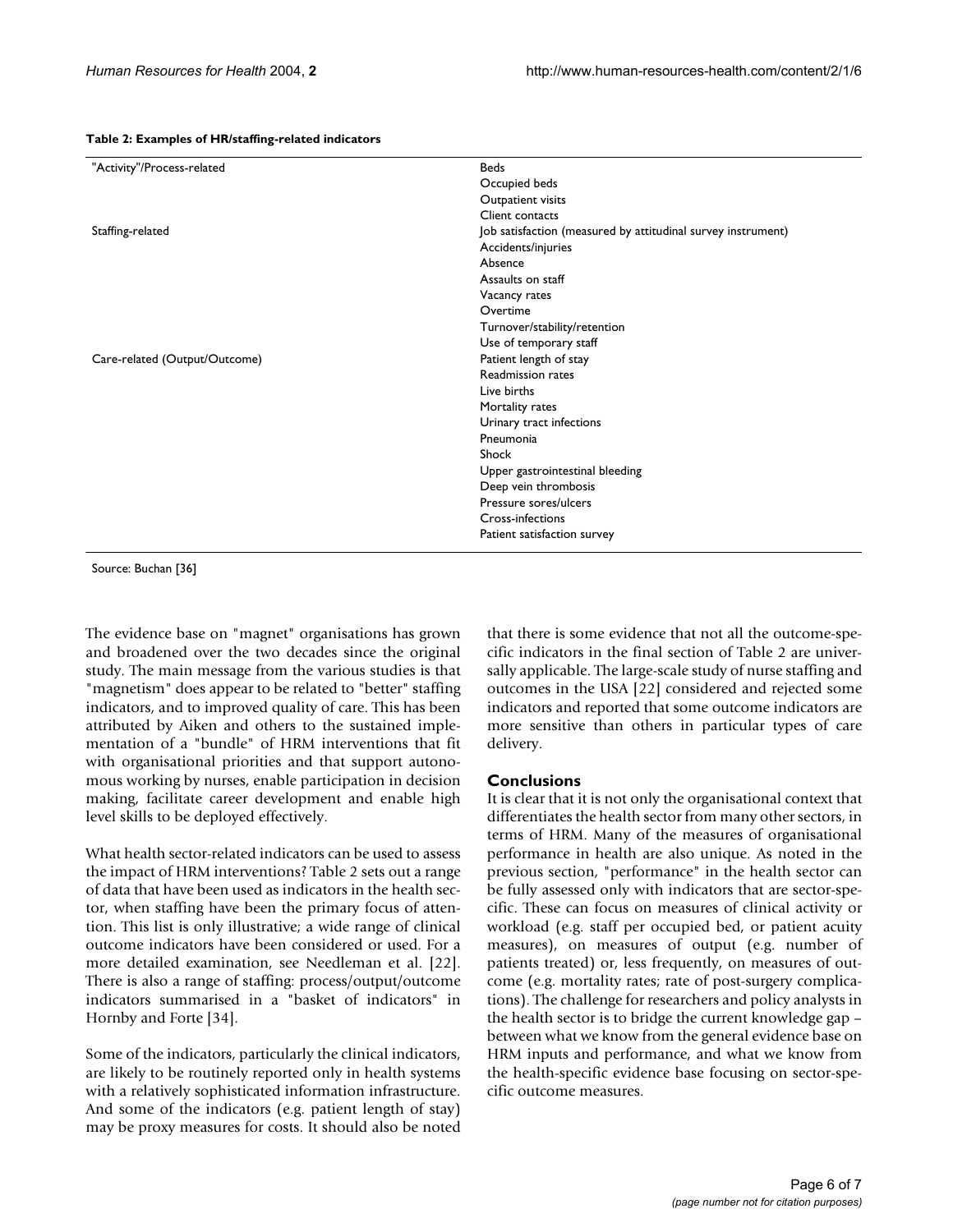**Table 2: Examples of HR/staffing-related indicators**

| | |
|---|---|
| "Activity"/Process-related | Beds |
| | Occupied beds |
| | Outpatient visits |
| | Client contacts |
| Staffing-related | Job satisfaction (measured by attitudinal survey instrument) |
| | Accidents/injuries |
| | Absence |
| | Assaults on staff |
| | Vacancy rates |
| | Overtime |
| | Turnover/stability/retention |
| | Use of temporary staff |
| Care-related (Output/Outcome) | Patient length of stay |
| | Readmission rates |
| | Live births |
| | Mortality rates |
| | Urinary tract infections |
| | Pneumonia |
| | Shock |
| | Upper gastrointestinal bleeding |
| | Deep vein thrombosis |
| | Pressure sores/ulcers |
| | Cross-infections |
| | Patient satisfaction survey |

Source: Buchan [36]

The evidence base on "magnet" organisations has grown and broadened over the two decades since the original study. The main message from the various studies is that "magnetism" does appear to be related to "better" staffing indicators, and to improved quality of care. This has been attributed by Aiken and others to the sustained implementation of a "bundle" of HRM interventions that fit with organisational priorities and that support autonomous working by nurses, enable participation in decision making, facilitate career development and enable high level skills to be deployed effectively.

What health sector-related indicators can be used to assess the impact of HRM interventions? Table 2 sets out a range of data that have been used as indicators in the health sector, when staffing have been the primary focus of attention. This list is only illustrative; a wide range of clinical outcome indicators have been considered or used. For a more detailed examination, see Needleman et al. [22]. There is also a range of staffing: process/output/outcome indicators summarised in a "basket of indicators" in Hornby and Forte [34].

Some of the indicators, particularly the clinical indicators, are likely to be routinely reported only in health systems with a relatively sophisticated information infrastructure. And some of the indicators (e.g. patient length of stay) may be proxy measures for costs. It should also be noted that there is some evidence that not all the outcome-specific indicators in the final section of Table 2 are universally applicable. The large-scale study of nurse staffing and outcomes in the USA [22] considered and rejected some indicators and reported that some outcome indicators are more sensitive than others in particular types of care delivery.

## Conclusions

It is clear that it is not only the organisational context that differentiates the health sector from many other sectors, in terms of HRM. Many of the measures of organisational performance in health are also unique. As noted in the previous section, "performance" in the health sector can be fully assessed only with indicators that are sector-specific. These can focus on measures of clinical activity or workload (e.g. staff per occupied bed, or patient acuity measures), on measures of output (e.g. number of patients treated) or, less frequently, on measures of outcome (e.g. mortality rates; rate of post-surgery complications). The challenge for researchers and policy analysts in the health sector is to bridge the current knowledge gap – between what we know from the general evidence base on HRM inputs and performance, and what we know from the health-specific evidence base focusing on sector-specific outcome measures.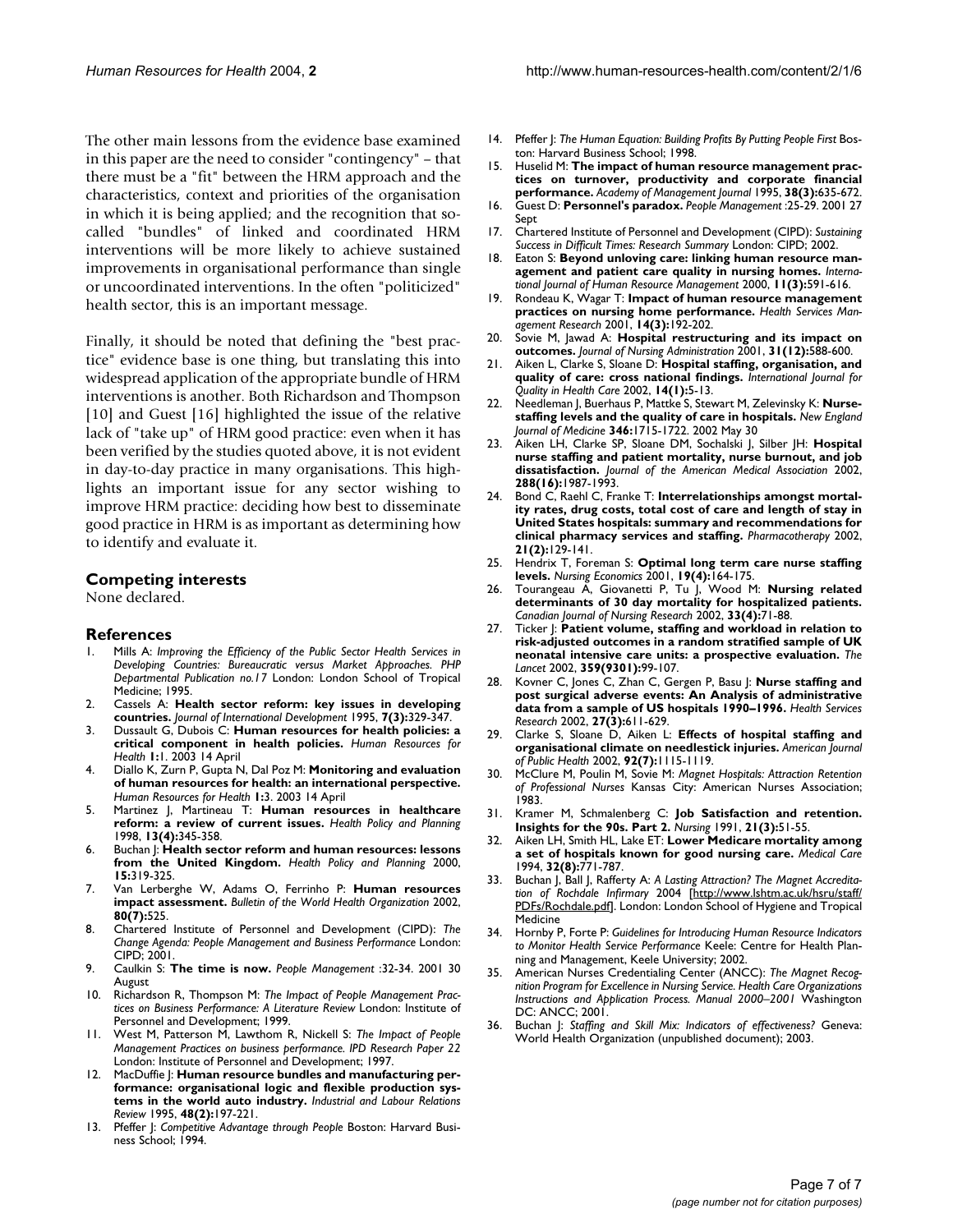The other main lessons from the evidence base examined in this paper are the need to consider "contingency" – that there must be a "fit" between the HRM approach and the characteristics, context and priorities of the organisation in which it is being applied; and the recognition that so-called "bundles" of linked and coordinated HRM interventions will be more likely to achieve sustained improvements in organisational performance than single or uncoordinated interventions. In the often "politicized" health sector, this is an important message.

Finally, it should be noted that defining the "best practice" evidence base is one thing, but translating this into widespread application of the appropriate bundle of HRM interventions is another. Both Richardson and Thompson [10] and Guest [16] highlighted the issue of the relative lack of "take up" of HRM good practice: even when it has been verified by the studies quoted above, it is not evident in day-to-day practice in many organisations. This highlights an important issue for any sector wishing to improve HRM practice: deciding how best to disseminate good practice in HRM is as important as determining how to identify and evaluate it.

## Competing interests

None declared.

## References

1. Mills A: *Improving the Efficiency of the Public Sector Health Services in Developing Countries: Bureaucratic versus Market Approaches. PHP Departmental Publication no.17* London: London School of Tropical Medicine; 1995.
2. Cassels A: **Health sector reform: key issues in developing countries.** *Journal of International Development* 1995, **7(3):**329-347.
3. Dussault G, Dubois C: **Human resources for health policies: a critical component in health policies.** *Human Resources for Health* **1:**1. 2003 14 April
4. Diallo K, Zurn P, Gupta N, Dal Poz M: **Monitoring and evaluation of human resources for health: an international perspective.** *Human Resources for Health* **1:**3. 2003 14 April
5. Martinez J, Martineau T: **Human resources in healthcare reform: a review of current issues.** *Health Policy and Planning* 1998, **13(4):**345-358.
6. Buchan J: **Health sector reform and human resources: lessons from the United Kingdom.** *Health Policy and Planning* 2000, **15:**319-325.
7. Van Lerberghe W, Adams O, Ferrinho P: **Human resources impact assessment.** *Bulletin of the World Health Organization* 2002, **80(7):**525.
8. Chartered Institute of Personnel and Development (CIPD): *The Change Agenda: People Management and Business Performance* London: CIPD; 2001.
9. Caulkin S: **The time is now.** *People Management* :32-34. 2001 30 August
10. Richardson R, Thompson M: *The Impact of People Management Practices on Business Performance: A Literature Review* London: Institute of Personnel and Development; 1999.
11. West M, Patterson M, Lawthorn R, Nickell S: *The Impact of People Management Practices on business performance. IPD Research Paper 22* London: Institute of Personnel and Development; 1997.
12. MacDuffie J: **Human resource bundles and manufacturing performance: organisational logic and flexible production systems in the world auto industry.** *Industrial and Labour Relations Review* 1995, **48(2):**197-221.
13. Pfeffer J: *Competitive Advantage through People* Boston: Harvard Business School; 1994.
14. Pfeffer J: *The Human Equation: Building Profits By Putting People First* Boston: Harvard Business School; 1998.
15. Huselid M: **The impact of human resource management practices on turnover, productivity and corporate financial performance.** *Academy of Management Journal* 1995, **38(3):**635-672.
16. Guest D: **Personnel's paradox.** *People Management* :25-29. 2001 27 Sept
17. Chartered Institute of Personnel and Development (CIPD): *Sustaining Success in Difficult Times: Research Summary* London: CIPD; 2002.
18. Eaton S: **Beyond unloving care: linking human resource management and patient care quality in nursing homes.** *International Journal of Human Resource Management* 2000, **11(3):**591-616.
19. Rondeau K, Wagar T: **Impact of human resource management practices on nursing home performance.** *Health Services Management Research* 2001, **14(3):**192-202.
20. Sovie M, Jawad A: **Hospital restructuring and its impact on outcomes.** *Journal of Nursing Administration* 2001, **31(12):**588-600.
21. Aiken L, Clarke S, Sloane D: **Hospital staffing, organisation, and quality of care: cross national findings.** *International Journal for Quality in Health Care* 2002, **14(1):**5-13.
22. Needleman J, Buerhaus P, Mattke S, Stewart M, Zelevinsky K: **Nurse-staffing levels and the quality of care in hospitals.** *New England Journal of Medicine* **346:**1715-1722. 2002 May 30
23. Aiken LH, Clarke SP, Sloane DM, Sochalski J, Silber JH: **Hospital nurse staffing and patient mortality, nurse burnout, and job dissatisfaction.** *Journal of the American Medical Association* 2002, **288(16):**1987-1993.
24. Bond C, Raehl C, Franke T: **Interrelationships amongst mortality rates, drug costs, total cost of care and length of stay in United States hospitals: summary and recommendations for clinical pharmacy services and staffing.** *Pharmacotherapy* 2002, **21(2):**129-141.
25. Hendrix T, Foreman S: **Optimal long term care nurse staffing levels.** *Nursing Economics* 2001, **19(4):**164-175.
26. Tourangeau A, Giovanetti P, Tu J, Wood M: **Nursing related determinants of 30 day mortality for hospitalized patients.** *Canadian Journal of Nursing Research* 2002, **33(4):**71-88.
27. Ticker J: **Patient volume, staffing and workload in relation to risk-adjusted outcomes in a random stratified sample of UK neonatal intensive care units: a prospective evaluation.** *The Lancet* 2002, **359(9301):**99-107.
28. Kovner C, Jones C, Zhan C, Gergen P, Basu J: **Nurse staffing and post surgical adverse events: An Analysis of administrative data from a sample of US hospitals 1990–1996.** *Health Services Research* 2002, **27(3):**611-629.
29. Clarke S, Sloane D, Aiken L: **Effects of hospital staffing and organisational climate on needlestick injuries.** *American Journal of Public Health* 2002, **92(7):**1115-1119.
30. McClure M, Poulin M, Sovie M: *Magnet Hospitals: Attraction Retention of Professional Nurses* Kansas City: American Nurses Association; 1983.
31. Kramer M, Schmalenberg C: **Job Satisfaction and retention. Insights for the 90s. Part 2.** *Nursing* 1991, **21(3):**51-55.
32. Aiken LH, Smith HL, Lake ET: **Lower Medicare mortality among a set of hospitals known for good nursing care.** *Medical Care* 1994, **32(8):**771-787.
33. Buchan J, Ball J, Rafferty A: *A Lasting Attraction? The Magnet Accreditation of Rochdale Infirmary* 2004 [http://www.lshtm.ac.uk/hsru/staff/PDFs/Rochdale.pdf]. London: London School of Hygiene and Tropical Medicine
34. Hornby P, Forte P: *Guidelines for Introducing Human Resource Indicators to Monitor Health Service Performance* Keele: Centre for Health Planning and Management, Keele University; 2002.
35. American Nurses Credentialing Center (ANCC): *The Magnet Recognition Program for Excellence in Nursing Service. Health Care Organizations Instructions and Application Process. Manual 2000–2001* Washington DC: ANCC; 2001.
36. Buchan J: *Staffing and Skill Mix: Indicators of effectiveness?* Geneva: World Health Organization (unpublished document); 2003.